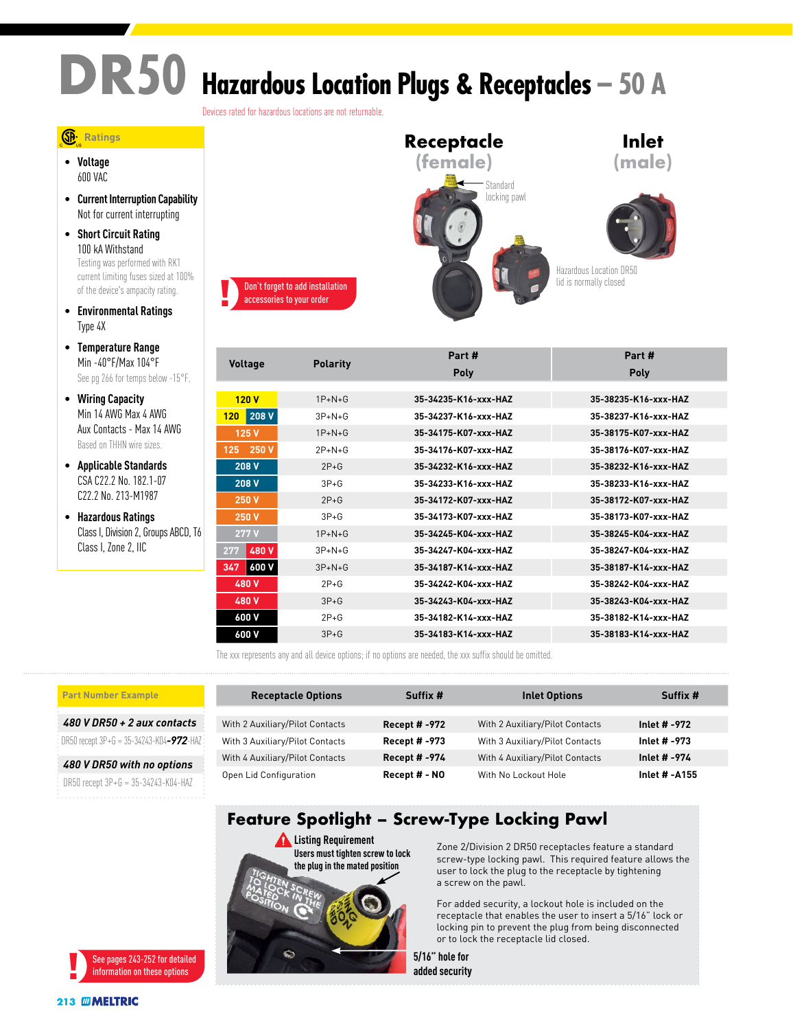# DR50 Hazardous Location Plugs & Receptacles – 50 A

Devices rated for hazardous locations are not returnable.

## Ratings

- **Voltage**
  600 VAC
- **Current Interruption Capability**
  Not for current interrupting
- **Short Circuit Rating**
  100 kA Withstand
  Testing was performed with RK1 current limiting fuses sized at 100% of the device's ampacity rating.
- **Environmental Ratings**
  Type 4X
- **Temperature Range**
  Min -40°F/Max 104°F
  See pg 266 for temps below -15°F.
- **Wiring Capacity**
  Min 14 AWG Max 4 AWG
  Aux Contacts - Max 14 AWG
  Based on THHN wire sizes.
- **Applicable Standards**
  CSA C22.2 No. 182.1-07
  C22.2 No. 213-M1987
- **Hazardous Ratings**
  Class I, Division 2, Groups ABCD, T6
  Class I, Zone 2, IIC

**Receptacle (female)** — Standard locking pawl

**Inlet (male)** — Hazardous Location DR50 lid is normally closed

! Don't forget to add installation accessories to your order

| Voltage | Polarity | Receptacle Part # Poly | Inlet Part # Poly |
|---|---|---|---|
| 120 V | 1P+N+G | 35-34235-K16-xxx-HAZ | 35-38235-K16-xxx-HAZ |
| 120 / 208 V | 3P+N+G | 35-34237-K16-xxx-HAZ | 35-38237-K16-xxx-HAZ |
| 125 V | 1P+N+G | 35-34175-K07-xxx-HAZ | 35-38175-K07-xxx-HAZ |
| 125 / 250 V | 2P+N+G | 35-34176-K07-xxx-HAZ | 35-38176-K07-xxx-HAZ |
| 208 V | 2P+G | 35-34232-K16-xxx-HAZ | 35-38232-K16-xxx-HAZ |
| 208 V | 3P+G | 35-34233-K16-xxx-HAZ | 35-38233-K16-xxx-HAZ |
| 250 V | 2P+G | 35-34172-K07-xxx-HAZ | 35-38172-K07-xxx-HAZ |
| 250 V | 3P+G | 35-34173-K07-xxx-HAZ | 35-38173-K07-xxx-HAZ |
| 277 V | 1P+N+G | 35-34245-K04-xxx-HAZ | 35-38245-K04-xxx-HAZ |
| 277 / 480 V | 3P+N+G | 35-34247-K04-xxx-HAZ | 35-38247-K04-xxx-HAZ |
| 347 / 600 V | 3P+N+G | 35-34187-K14-xxx-HAZ | 35-38187-K14-xxx-HAZ |
| 480 V | 2P+G | 35-34242-K04-xxx-HAZ | 35-38242-K04-xxx-HAZ |
| 480 V | 3P+G | 35-34243-K04-xxx-HAZ | 35-38243-K04-xxx-HAZ |
| 600 V | 2P+G | 35-34182-K14-xxx-HAZ | 35-38182-K14-xxx-HAZ |
| 600 V | 3P+G | 35-34183-K14-xxx-HAZ | 35-38183-K14-xxx-HAZ |

The xxx represents any and all device options; if no options are needed, the xxx suffix should be omitted.

### Part Number Example

***480 V DR50 + 2 aux contacts***
DR50 recept 3P+G = 35-34243-K04-***972***-HAZ

***480 V DR50 with no options***
DR50 recept 3P+G = 35-34243-K04-HAZ

| Receptacle Options | Suffix # | Inlet Options | Suffix # |
|---|---|---|---|
| With 2 Auxiliary/Pilot Contacts | Recept # -972 | With 2 Auxiliary/Pilot Contacts | Inlet # -972 |
| With 3 Auxiliary/Pilot Contacts | Recept # -973 | With 3 Auxiliary/Pilot Contacts | Inlet # -973 |
| With 4 Auxiliary/Pilot Contacts | Recept # -974 | With 4 Auxiliary/Pilot Contacts | Inlet # -974 |
| Open Lid Configuration | Recept # - NO | With No Lockout Hole | Inlet # -A155 |

! See pages 243-252 for detailed information on these options

## Feature Spotlight – Screw-Type Locking Pawl

**Listing Requirement**
**Users must tighten screw to lock the plug in the mated position**

TIGHTEN SCREW TO LOCK IN THE MATED POSITION

**5/16" hole for added security**

Zone 2/Division 2 DR50 receptacles feature a standard screw-type locking pawl. This required feature allows the user to lock the plug to the receptacle by tightening a screw on the pawl.

For added security, a lockout hole is included on the receptacle that enables the user to insert a 5/16" lock or locking pin to prevent the plug from being disconnected or to lock the receptacle lid closed.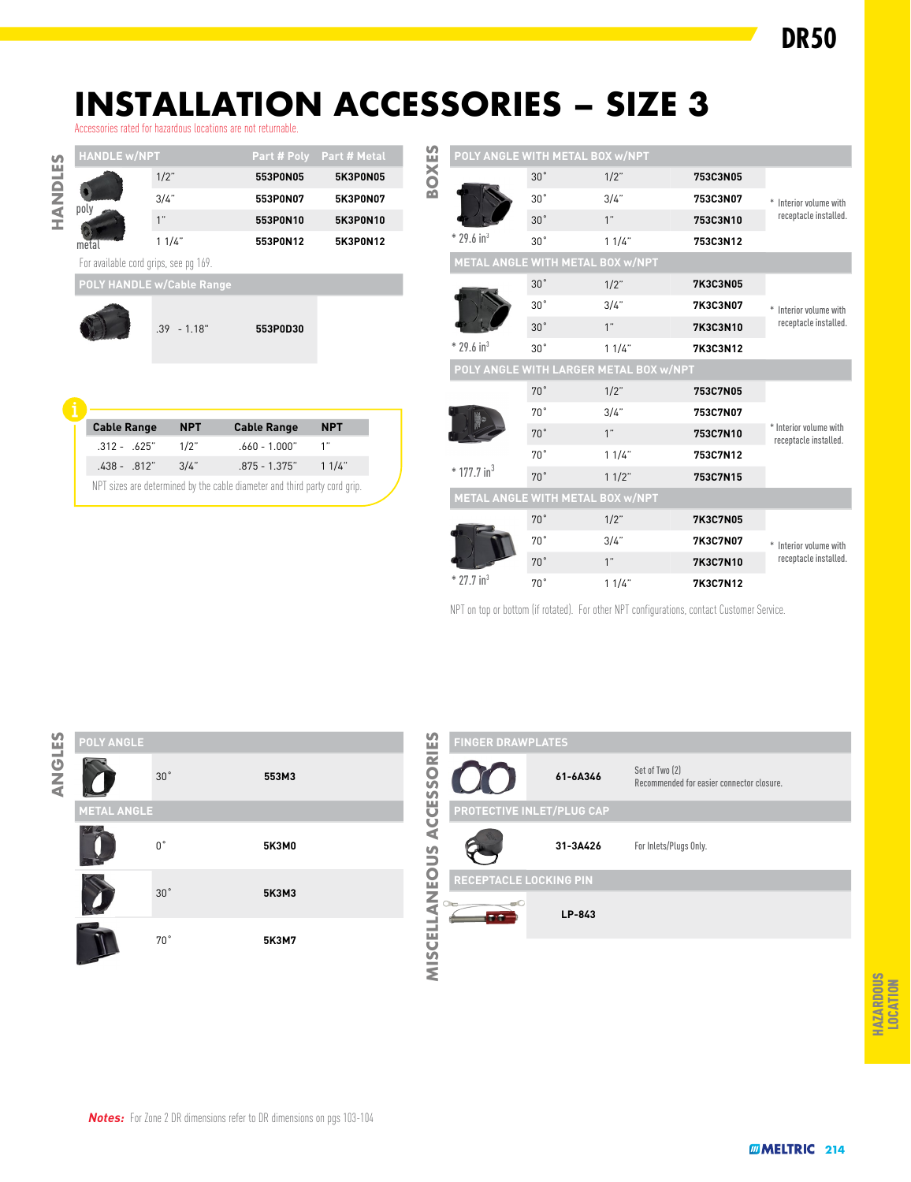# INSTALLATION ACCESSORIES – SIZE 3

Accessories rated for hazardous locations are not returnable.

## HANDLES

| HANDLE w/NPT | | Part # Poly | Part # Metal |
|---|---|---|---|
| poly | 1/2" | 553P0N05 | 5K3P0N05 |
| | 3/4" | 553P0N07 | 5K3P0N07 |
| | 1" | 553P0N10 | 5K3P0N10 |
| metal | 1 1/4" | 553P0N12 | 5K3P0N12 |

For available cord grips, see pg 169.

| POLY HANDLE w/Cable Range | |
|---|---|
| .39 - 1.18" | 553P0D30 |

| Cable Range | NPT | Cable Range | NPT |
|---|---|---|---|
| .312 - .625" | 1/2" | .660 - 1.000" | 1" |
| .438 - .812" | 3/4" | .875 - 1.375" | 1 1/4" |

NPT sizes are determined by the cable diameter and third party cord grip.

## BOXES

| POLY ANGLE WITH METAL BOX w/NPT | | | | |
|---|---|---|---|---|
| * 29.6 in³ | 30° | 1/2" | 753C3N05 | * Interior volume with receptacle installed. |
| | 30° | 3/4" | 753C3N07 | |
| | 30° | 1" | 753C3N10 | |
| | 30° | 1 1/4" | 753C3N12 | |

| METAL ANGLE WITH METAL BOX w/NPT | | | | |
|---|---|---|---|---|
| * 29.6 in³ | 30° | 1/2" | 7K3C3N05 | * Interior volume with receptacle installed. |
| | 30° | 3/4" | 7K3C3N07 | |
| | 30° | 1" | 7K3C3N10 | |
| | 30° | 1 1/4" | 7K3C3N12 | |

| POLY ANGLE WITH LARGER METAL BOX w/NPT | | | | |
|---|---|---|---|---|
| * 177.7 in³ | 70° | 1/2" | 753C7N05 | * Interior volume with receptacle installed. |
| | 70° | 3/4" | 753C7N07 | |
| | 70° | 1" | 753C7N10 | |
| | 70° | 1 1/4" | 753C7N12 | |
| | 70° | 1 1/2" | 753C7N15 | |

| METAL ANGLE WITH METAL BOX w/NPT | | | | |
|---|---|---|---|---|
| * 27.7 in³ | 70° | 1/2" | 7K3C7N05 | * Interior volume with receptacle installed. |
| | 70° | 3/4" | 7K3C7N07 | |
| | 70° | 1" | 7K3C7N10 | |
| | 70° | 1 1/4" | 7K3C7N12 | |

NPT on top or bottom (if rotated). For other NPT configurations, contact Customer Service.

## ANGLES

| POLY ANGLE | |
|---|---|
| 30° | 553M3 |

| METAL ANGLE | |
|---|---|
| 0° | 5K3M0 |
| 30° | 5K3M3 |
| 70° | 5K3M7 |

## MISCELLANEOUS ACCESSORIES

| FINGER DRAWPLATES | |
|---|---|
| 61-6A346 | Set of Two (2) Recommended for easier connector closure. |

| PROTECTIVE INLET/PLUG CAP | |
|---|---|
| 31-3A426 | For Inlets/Plugs Only. |

| RECEPTACLE LOCKING PIN |
|---|
| LP-843 |

***Notes:*** For Zone 2 DR dimensions refer to DR dimensions on pgs 103-104